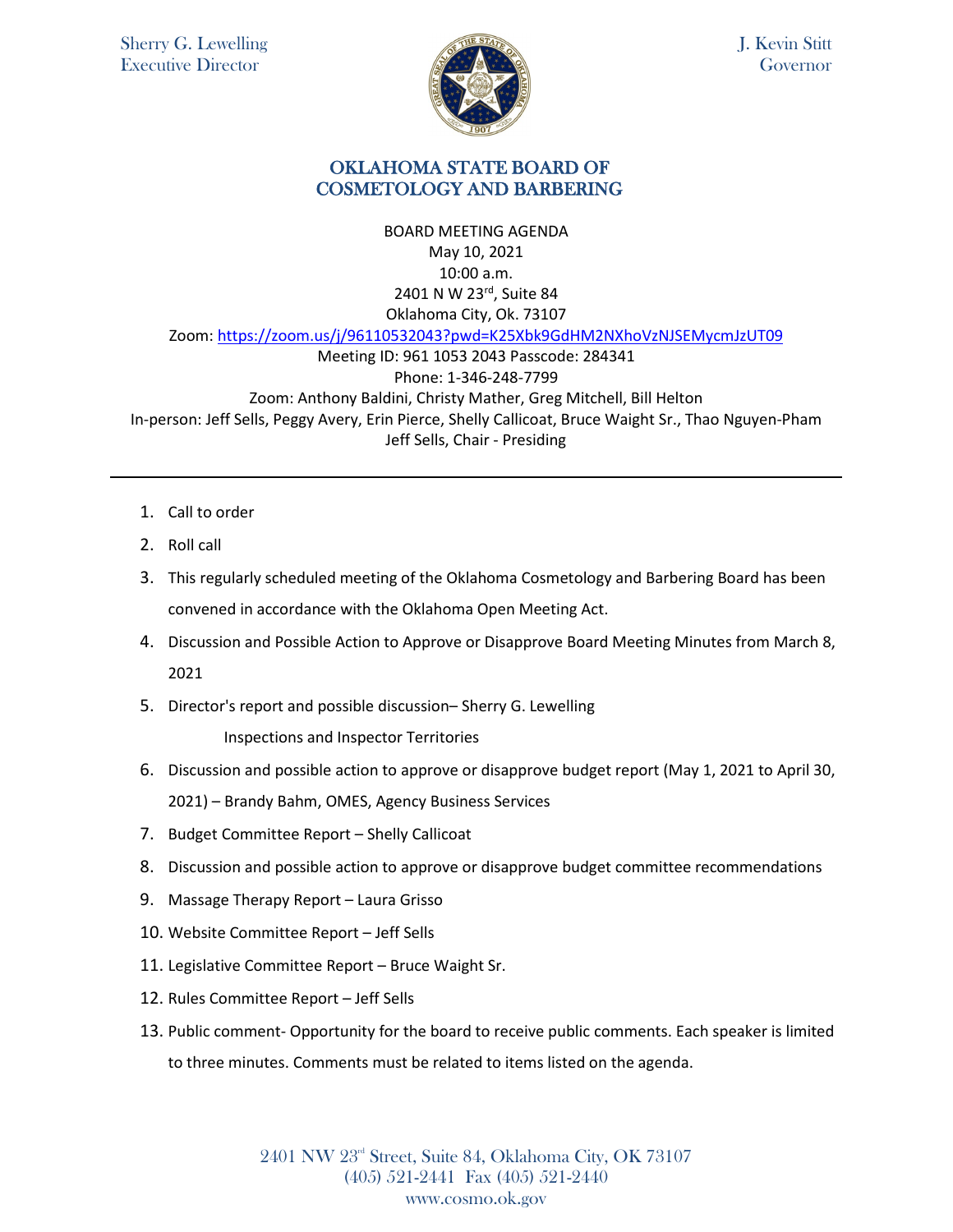Sherry G. Lewelling
Executive Director

J. Kevin Stitt
Governor

# OKLAHOMA STATE BOARD OF COSMETOLOGY AND BARBERING

BOARD MEETING AGENDA
May 10, 2021
10:00 a.m.
2401 N W 23rd, Suite 84
Oklahoma City, Ok. 73107
Zoom: https://zoom.us/j/96110532043?pwd=K25Xbk9GdHM2NXhoVzNJSEMycmJzUT09
Meeting ID: 961 1053 2043 Passcode: 284341
Phone: 1-346-248-7799
Zoom: Anthony Baldini, Christy Mather, Greg Mitchell, Bill Helton
In-person: Jeff Sells, Peggy Avery, Erin Pierce, Shelly Callicoat, Bruce Waight Sr., Thao Nguyen-Pham
Jeff Sells, Chair - Presiding

---

1. Call to order
2. Roll call
3. This regularly scheduled meeting of the Oklahoma Cosmetology and Barbering Board has been convened in accordance with the Oklahoma Open Meeting Act.
4. Discussion and Possible Action to Approve or Disapprove Board Meeting Minutes from March 8, 2021
5. Director's report and possible discussion– Sherry G. Lewelling
   
   Inspections and Inspector Territories
6. Discussion and possible action to approve or disapprove budget report (May 1, 2021 to April 30, 2021) – Brandy Bahm, OMES, Agency Business Services
7. Budget Committee Report – Shelly Callicoat
8. Discussion and possible action to approve or disapprove budget committee recommendations
9. Massage Therapy Report – Laura Grisso
10. Website Committee Report – Jeff Sells
11. Legislative Committee Report – Bruce Waight Sr.
12. Rules Committee Report – Jeff Sells
13. Public comment- Opportunity for the board to receive public comments. Each speaker is limited to three minutes. Comments must be related to items listed on the agenda.

2401 NW 23rd Street, Suite 84, Oklahoma City, OK 73107
(405) 521-2441 Fax (405) 521-2440
www.cosmo.ok.gov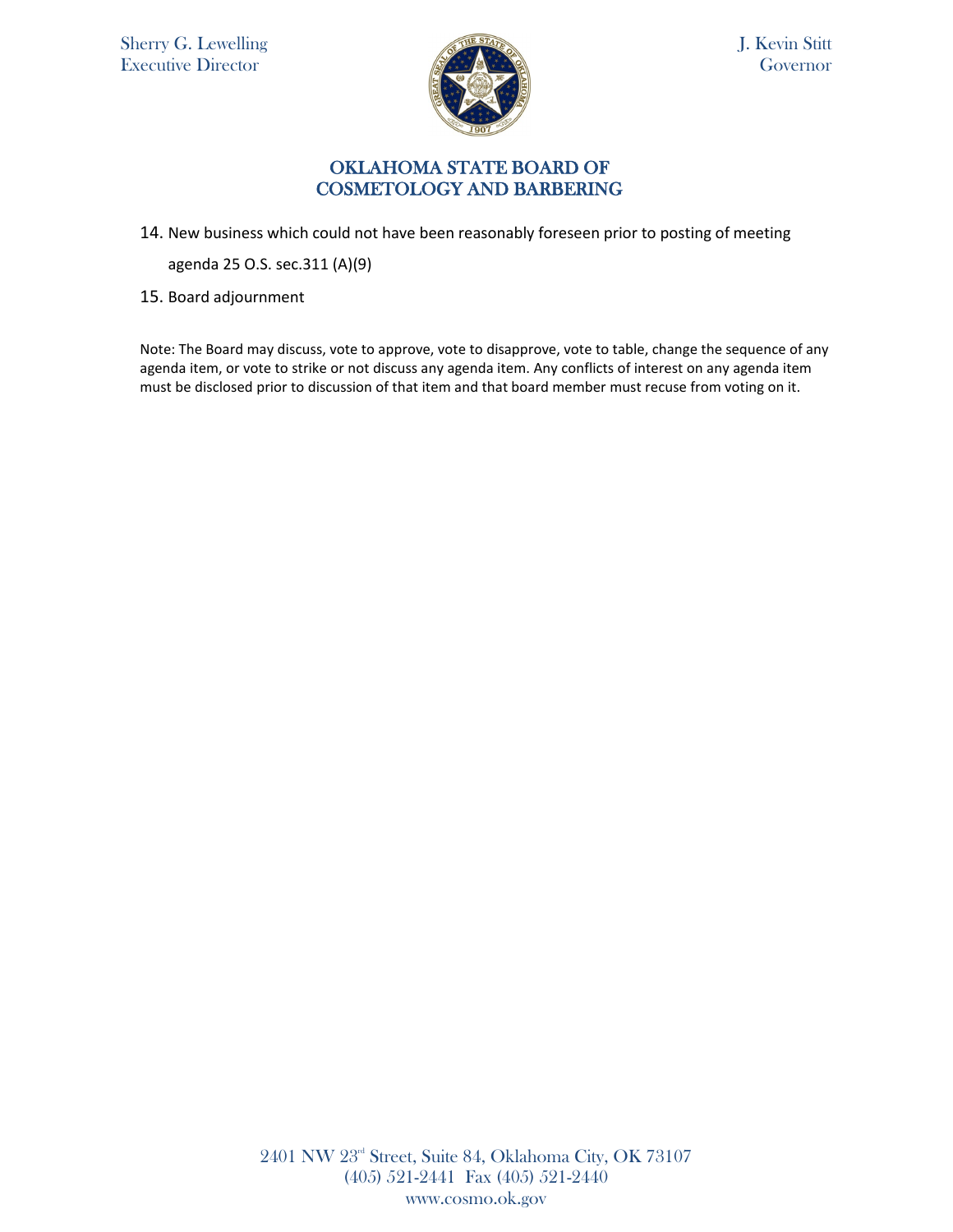14. New business which could not have been reasonably foreseen prior to posting of meeting agenda 25 O.S. sec.311 (A)(9)
15. Board adjournment

Note: The Board may discuss, vote to approve, vote to disapprove, vote to table, change the sequence of any agenda item, or vote to strike or not discuss any agenda item. Any conflicts of interest on any agenda item must be disclosed prior to discussion of that item and that board member must recuse from voting on it.